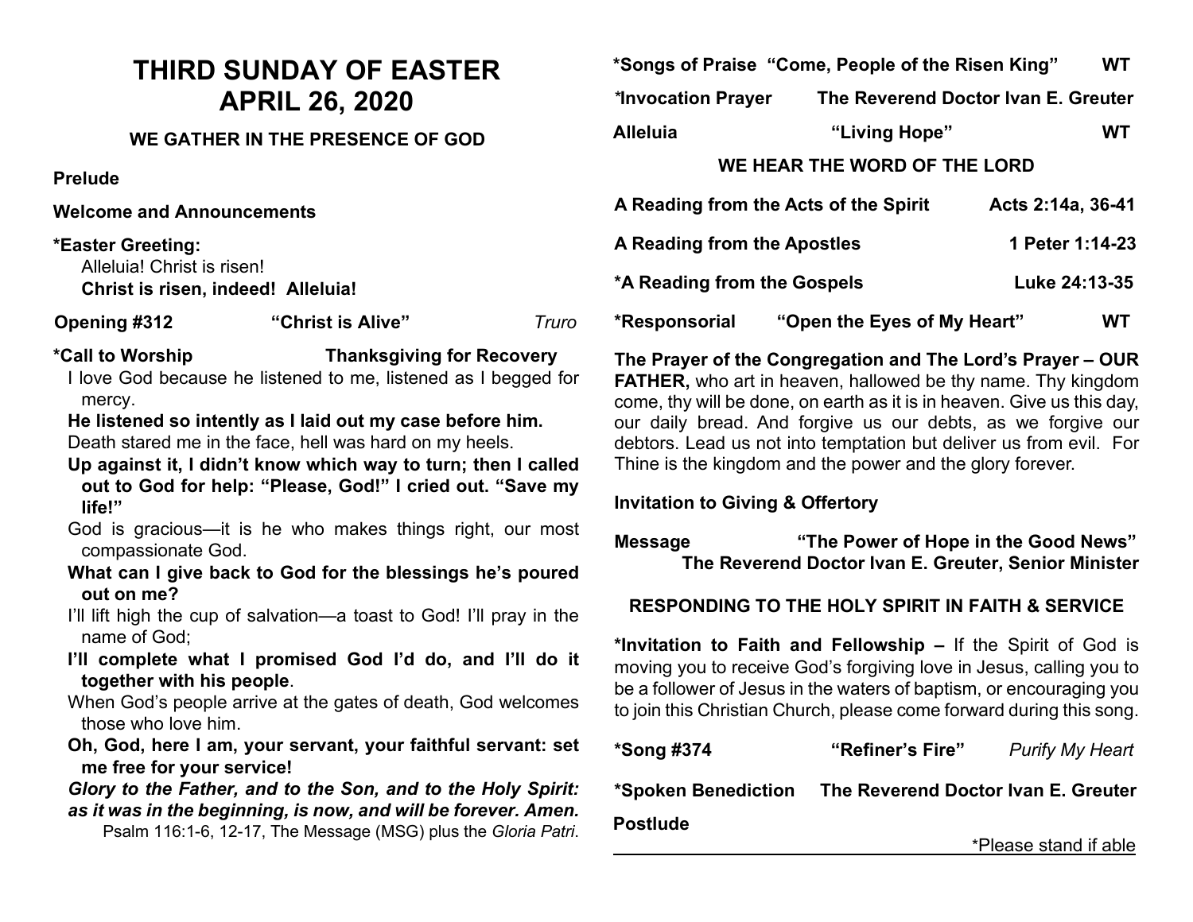# THIRD SUNDAY OF EASTER
# APRIL 26, 2020

### WE GATHER IN THE PRESENCE OF GOD

**Prelude**

**Welcome and Announcements**

**\*Easter Greeting:**
Alleluia! Christ is risen!
**Christ is risen, indeed! Alleluia!**

**Opening #312** **"Christ is Alive"** *Truro*

**\*Call to Worship** **Thanksgiving for Recovery**

I love God because he listened to me, listened as I begged for mercy.

**He listened so intently as I laid out my case before him.**

Death stared me in the face, hell was hard on my heels.

**Up against it, I didn't know which way to turn; then I called out to God for help: "Please, God!" I cried out. "Save my life!"**

God is gracious—it is he who makes things right, our most compassionate God.

**What can I give back to God for the blessings he's poured out on me?**

I'll lift high the cup of salvation—a toast to God! I'll pray in the name of God;

**I'll complete what I promised God I'd do, and I'll do it together with his people**.

When God's people arrive at the gates of death, God welcomes those who love him.

**Oh, God, here I am, your servant, your faithful servant: set me free for your service!**

***Glory to the Father, and to the Son, and to the Holy Spirit: as it was in the beginning, is now, and will be forever. Amen.***

Psalm 116:1-6, 12-17, The Message (MSG) plus the *Gloria Patri*.

**\*Songs of Praise** **"Come, People of the Risen King"** **WT**

**\*Invocation Prayer** **The Reverend Doctor Ivan E. Greuter**

**Alleluia** **"Living Hope"** **WT**

### WE HEAR THE WORD OF THE LORD

**A Reading from the Acts of the Spirit** **Acts 2:14a, 36-41**

**A Reading from the Apostles** **1 Peter 1:14-23**

**\*A Reading from the Gospels** **Luke 24:13-35**

**\*Responsorial** **"Open the Eyes of My Heart"** **WT**

**The Prayer of the Congregation and The Lord's Prayer – OUR FATHER,** who art in heaven, hallowed be thy name. Thy kingdom come, thy will be done, on earth as it is in heaven. Give us this day, our daily bread. And forgive us our debts, as we forgive our debtors. Lead us not into temptation but deliver us from evil. For Thine is the kingdom and the power and the glory forever.

**Invitation to Giving & Offertory**

**Message** **"The Power of Hope in the Good News"**
**The Reverend Doctor Ivan E. Greuter, Senior Minister**

### RESPONDING TO THE HOLY SPIRIT IN FAITH & SERVICE

**\*Invitation to Faith and Fellowship –** If the Spirit of God is moving you to receive God's forgiving love in Jesus, calling you to be a follower of Jesus in the waters of baptism, or encouraging you to join this Christian Church, please come forward during this song.

**\*Song #374** **"Refiner's Fire"** *Purify My Heart*

**\*Spoken Benediction** **The Reverend Doctor Ivan E. Greuter**

**Postlude**

\*Please stand if able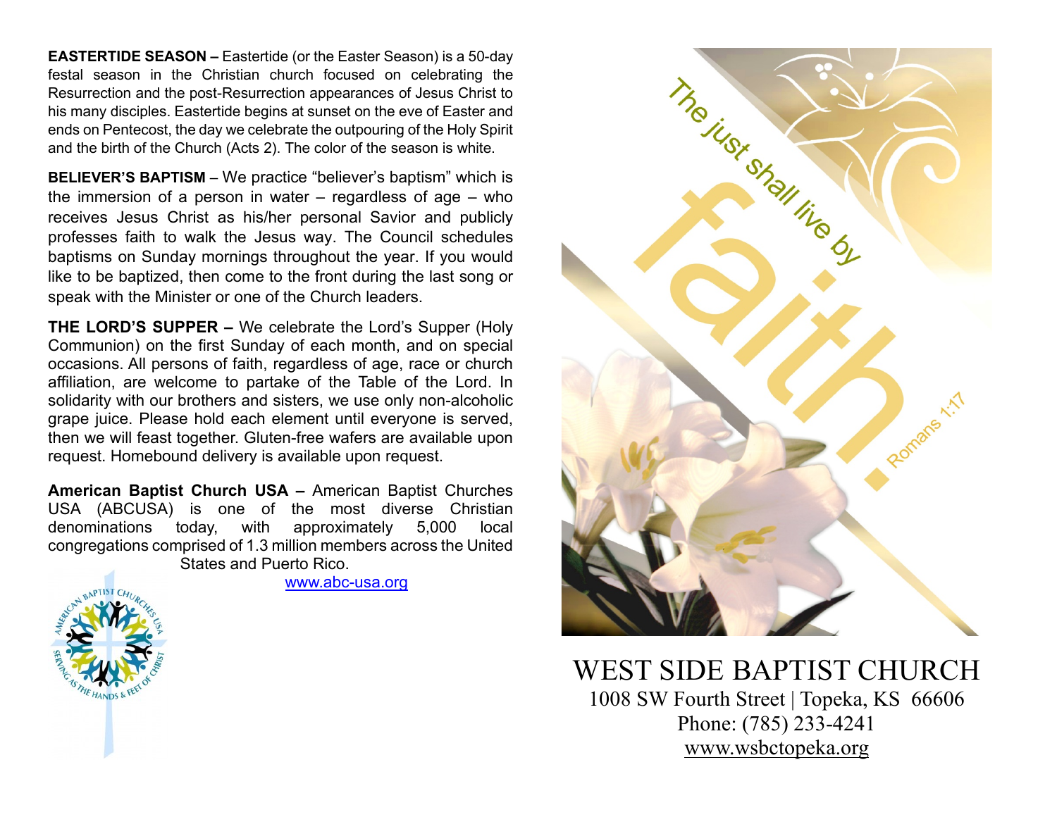**EASTERTIDE SEASON –** Eastertide (or the Easter Season) is a 50-day festal season in the Christian church focused on celebrating the Resurrection and the post-Resurrection appearances of Jesus Christ to his many disciples. Eastertide begins at sunset on the eve of Easter and ends on Pentecost, the day we celebrate the outpouring of the Holy Spirit and the birth of the Church (Acts 2). The color of the season is white.

**BELIEVER'S BAPTISM** – We practice "believer's baptism" which is the immersion of a person in water – regardless of age – who receives Jesus Christ as his/her personal Savior and publicly professes faith to walk the Jesus way. The Council schedules baptisms on Sunday mornings throughout the year. If you would like to be baptized, then come to the front during the last song or speak with the Minister or one of the Church leaders.

**THE LORD'S SUPPER –** We celebrate the Lord's Supper (Holy Communion) on the first Sunday of each month, and on special occasions. All persons of faith, regardless of age, race or church affiliation, are welcome to partake of the Table of the Lord. In solidarity with our brothers and sisters, we use only non-alcoholic grape juice. Please hold each element until everyone is served, then we will feast together. Gluten-free wafers are available upon request. Homebound delivery is available upon request.

**American Baptist Church USA –** American Baptist Churches USA (ABCUSA) is one of the most diverse Christian denominations today, with approximately 5,000 local congregations comprised of 1.3 million members across the United States and Puerto Rico.

www.abc-usa.org

The just shall live by faith. Romans 1:17

# WEST SIDE BAPTIST CHURCH

1008 SW Fourth Street | Topeka, KS 66606

Phone: (785) 233-4241

www.wsbctopeka.org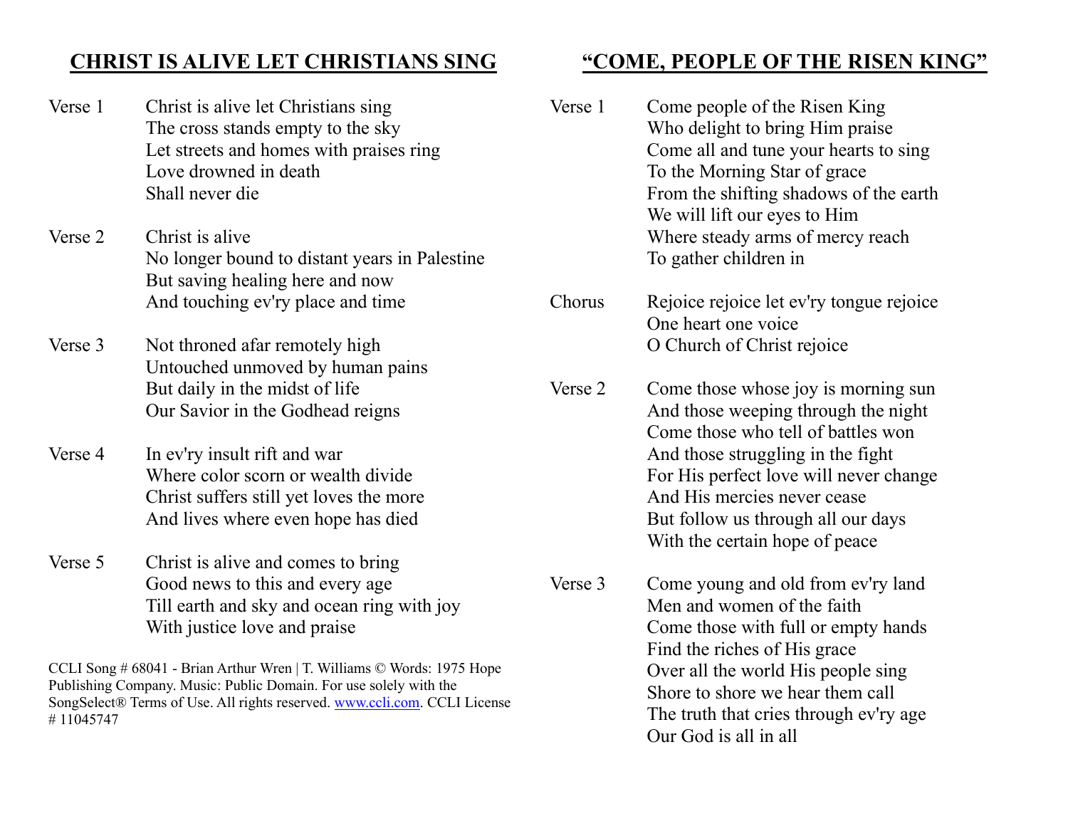## CHRIST IS ALIVE LET CHRISTIANS SING

Verse 1
Christ is alive let Christians sing
The cross stands empty to the sky
Let streets and homes with praises ring
Love drowned in death
Shall never die

Verse 2
Christ is alive
No longer bound to distant years in Palestine
But saving healing here and now
And touching ev'ry place and time

Verse 3
Not throned afar remotely high
Untouched unmoved by human pains
But daily in the midst of life
Our Savior in the Godhead reigns

Verse 4
In ev'ry insult rift and war
Where color scorn or wealth divide
Christ suffers still yet loves the more
And lives where even hope has died

Verse 5
Christ is alive and comes to bring
Good news to this and every age
Till earth and sky and ocean ring with joy
With justice love and praise

CCLI Song # 68041 - Brian Arthur Wren | T. Williams © Words: 1975 Hope Publishing Company. Music: Public Domain. For use solely with the SongSelect® Terms of Use. All rights reserved. www.ccli.com. CCLI License # 11045747

## "COME, PEOPLE OF THE RISEN KING"

Verse 1
Come people of the Risen King
Who delight to bring Him praise
Come all and tune your hearts to sing
To the Morning Star of grace
From the shifting shadows of the earth
We will lift our eyes to Him
Where steady arms of mercy reach
To gather children in

Chorus
Rejoice rejoice let ev'ry tongue rejoice
One heart one voice
O Church of Christ rejoice

Verse 2
Come those whose joy is morning sun
And those weeping through the night
Come those who tell of battles won
And those struggling in the fight
For His perfect love will never change
And His mercies never cease
But follow us through all our days
With the certain hope of peace

Verse 3
Come young and old from ev'ry land
Men and women of the faith
Come those with full or empty hands
Find the riches of His grace
Over all the world His people sing
Shore to shore we hear them call
The truth that cries through ev'ry age
Our God is all in all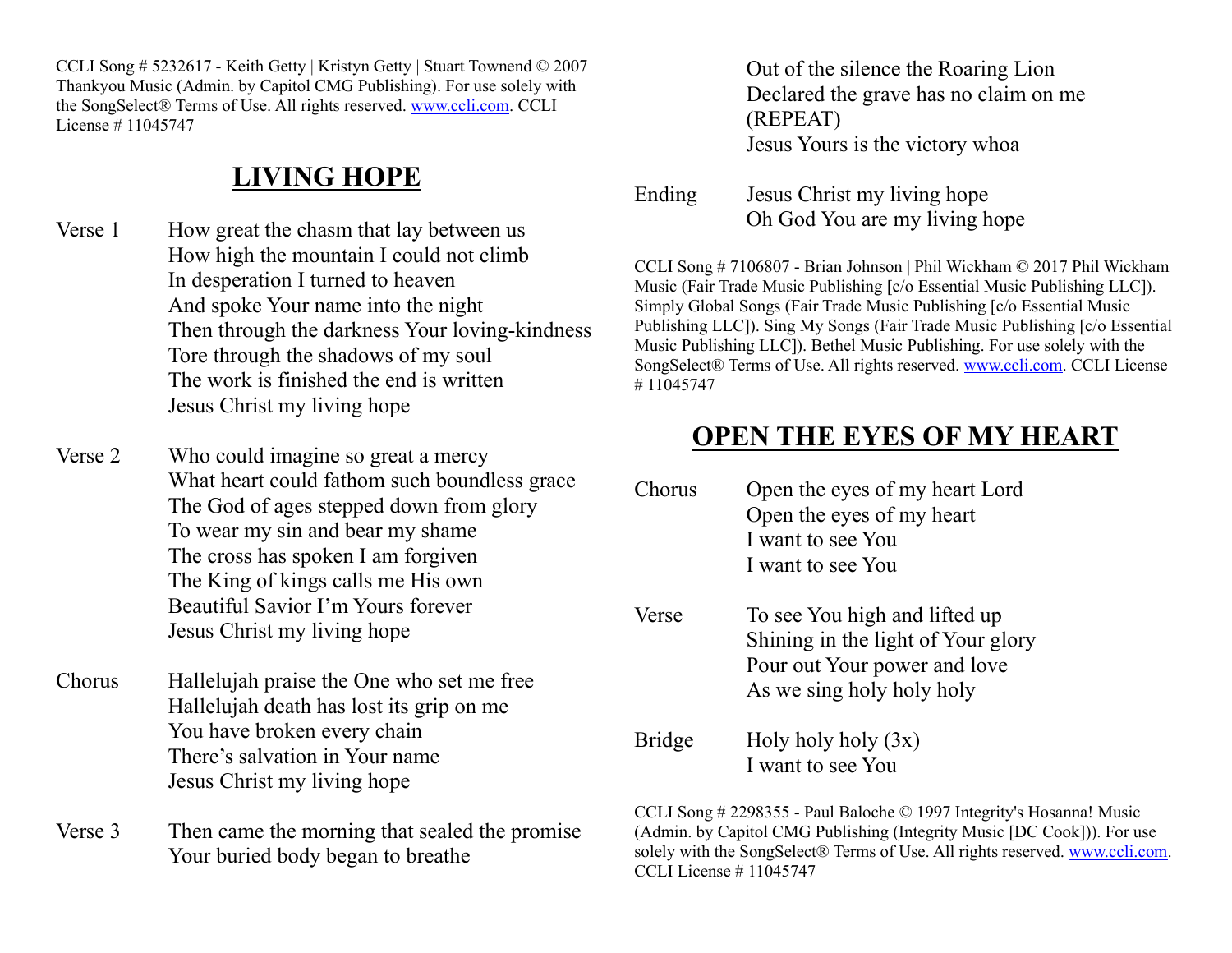CCLI Song # 5232617 - Keith Getty | Kristyn Getty | Stuart Townend © 2007 Thankyou Music (Admin. by Capitol CMG Publishing). For use solely with the SongSelect® Terms of Use. All rights reserved. www.ccli.com. CCLI License # 11045747

## LIVING HOPE

Verse 1

How great the chasm that lay between us
How high the mountain I could not climb
In desperation I turned to heaven
And spoke Your name into the night
Then through the darkness Your loving-kindness
Tore through the shadows of my soul
The work is finished the end is written
Jesus Christ my living hope

Verse 2

Who could imagine so great a mercy
What heart could fathom such boundless grace
The God of ages stepped down from glory
To wear my sin and bear my shame
The cross has spoken I am forgiven
The King of kings calls me His own
Beautiful Savior I'm Yours forever
Jesus Christ my living hope

Chorus

Hallelujah praise the One who set me free
Hallelujah death has lost its grip on me
You have broken every chain
There's salvation in Your name
Jesus Christ my living hope

Verse 3

Then came the morning that sealed the promise
Your buried body began to breathe
Out of the silence the Roaring Lion
Declared the grave has no claim on me
(REPEAT)
Jesus Yours is the victory whoa

Ending

Jesus Christ my living hope
Oh God You are my living hope

CCLI Song # 7106807 - Brian Johnson | Phil Wickham © 2017 Phil Wickham Music (Fair Trade Music Publishing [c/o Essential Music Publishing LLC]). Simply Global Songs (Fair Trade Music Publishing [c/o Essential Music Publishing LLC]). Sing My Songs (Fair Trade Music Publishing [c/o Essential Music Publishing LLC]). Bethel Music Publishing. For use solely with the SongSelect® Terms of Use. All rights reserved. www.ccli.com. CCLI License # 11045747

## OPEN THE EYES OF MY HEART

Chorus

Open the eyes of my heart Lord
Open the eyes of my heart
I want to see You
I want to see You

Verse

To see You high and lifted up
Shining in the light of Your glory
Pour out Your power and love
As we sing holy holy holy

Bridge

Holy holy holy (3x)
I want to see You

CCLI Song # 2298355 - Paul Baloche © 1997 Integrity's Hosanna! Music (Admin. by Capitol CMG Publishing (Integrity Music [DC Cook])). For use solely with the SongSelect® Terms of Use. All rights reserved. www.ccli.com. CCLI License # 11045747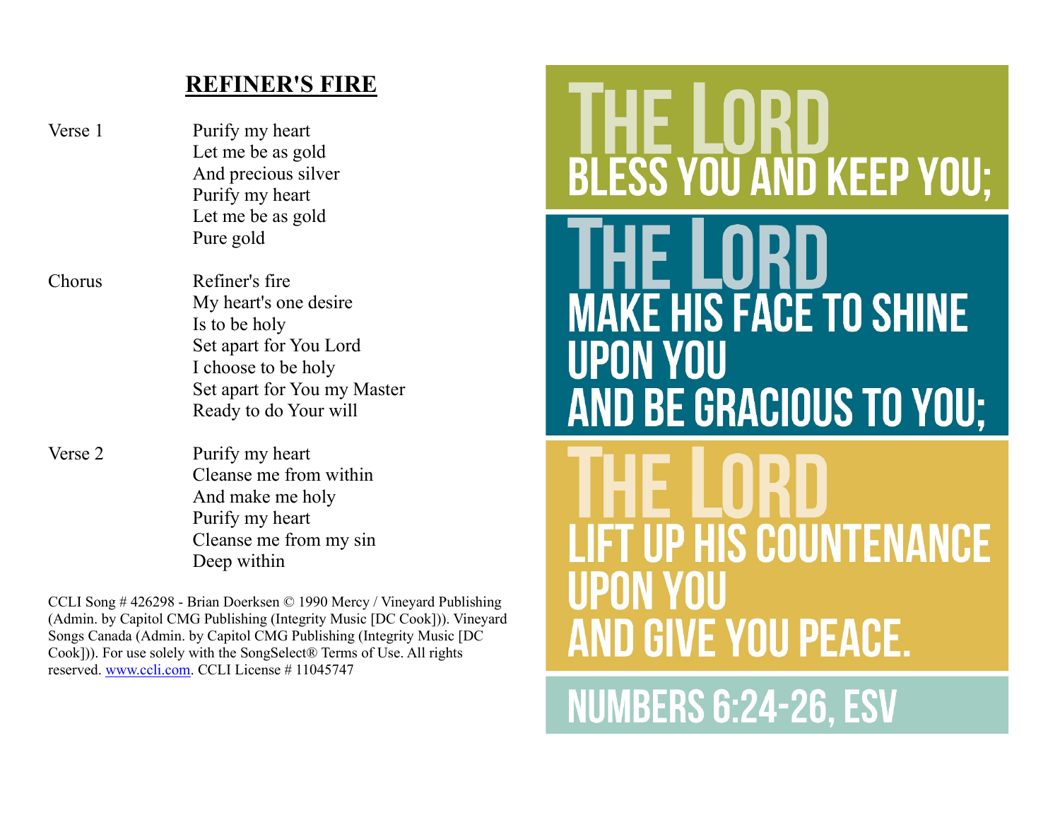## REFINER'S FIRE

Verse 1

Purify my heart
Let me be as gold
And precious silver
Purify my heart
Let me be as gold
Pure gold

Chorus

Refiner's fire
My heart's one desire
Is to be holy
Set apart for You Lord
I choose to be holy
Set apart for You my Master
Ready to do Your will

Verse 2

Purify my heart
Cleanse me from within
And make me holy
Purify my heart
Cleanse me from my sin
Deep within

CCLI Song # 426298 - Brian Doerksen © 1990 Mercy / Vineyard Publishing (Admin. by Capitol CMG Publishing (Integrity Music [DC Cook])). Vineyard Songs Canada (Admin. by Capitol CMG Publishing (Integrity Music [DC Cook])). For use solely with the SongSelect® Terms of Use. All rights reserved. www.ccli.com. CCLI License # 11045747

THE LORD
BLESS YOU AND KEEP YOU;

THE LORD
MAKE HIS FACE TO SHINE
UPON YOU
AND BE GRACIOUS TO YOU;

THE LORD
LIFT UP HIS COUNTENANCE
UPON YOU
AND GIVE YOU PEACE.

NUMBERS 6:24-26, ESV